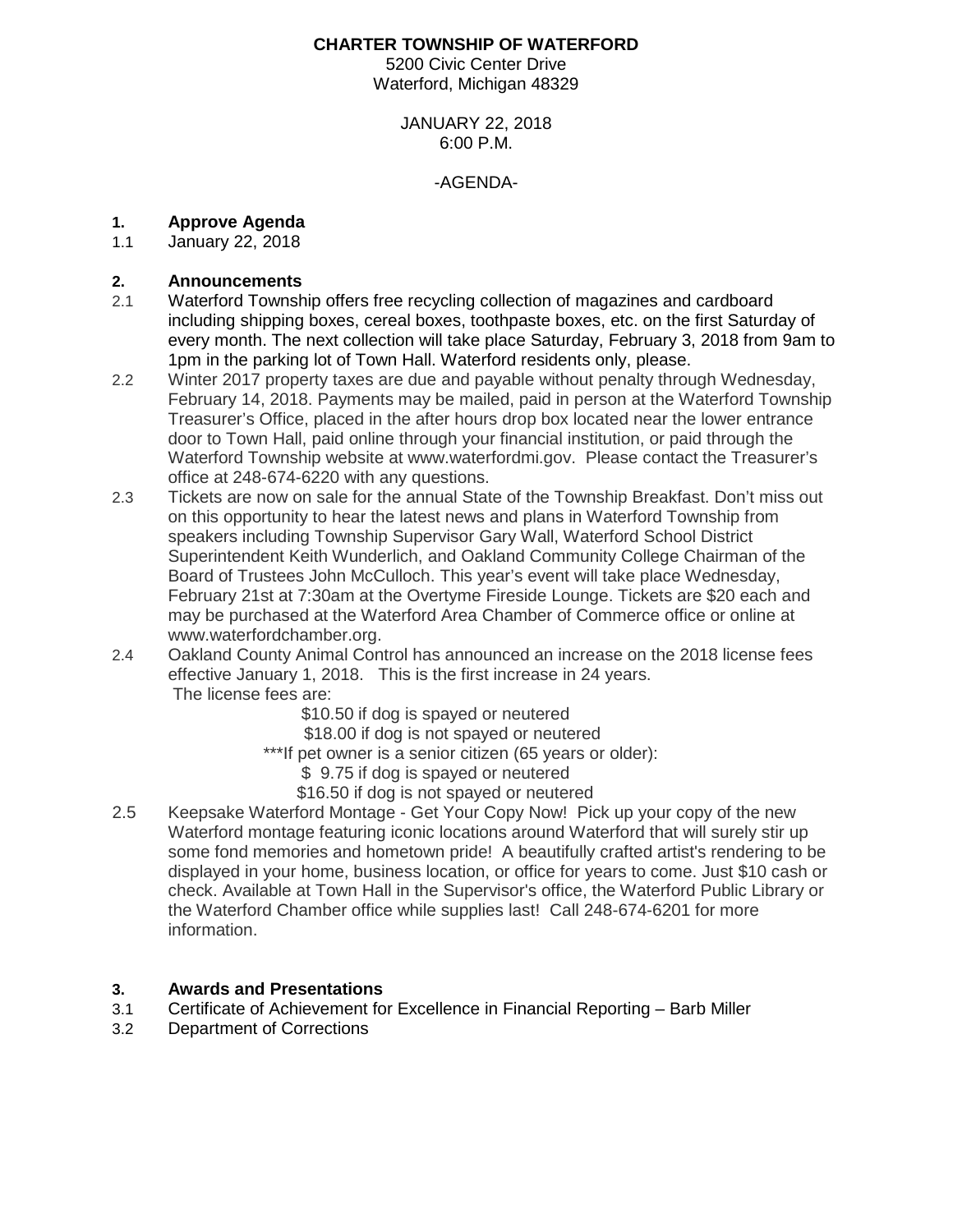**CHARTER TOWNSHIP OF WATERFORD**
5200 Civic Center Drive
Waterford, Michigan 48329

JANUARY 22, 2018
6:00 P.M.

-AGENDA-

## 1. Approve Agenda

1.1 January 22, 2018

## 2. Announcements

2.1 Waterford Township offers free recycling collection of magazines and cardboard including shipping boxes, cereal boxes, toothpaste boxes, etc. on the first Saturday of every month. The next collection will take place Saturday, February 3, 2018 from 9am to 1pm in the parking lot of Town Hall. Waterford residents only, please.

2.2 Winter 2017 property taxes are due and payable without penalty through Wednesday, February 14, 2018. Payments may be mailed, paid in person at the Waterford Township Treasurer's Office, placed in the after hours drop box located near the lower entrance door to Town Hall, paid online through your financial institution, or paid through the Waterford Township website at www.waterfordmi.gov. Please contact the Treasurer's office at 248-674-6220 with any questions.

2.3 Tickets are now on sale for the annual State of the Township Breakfast. Don't miss out on this opportunity to hear the latest news and plans in Waterford Township from speakers including Township Supervisor Gary Wall, Waterford School District Superintendent Keith Wunderlich, and Oakland Community College Chairman of the Board of Trustees John McCulloch. This year's event will take place Wednesday, February 21st at 7:30am at the Overtyme Fireside Lounge. Tickets are $20 each and may be purchased at the Waterford Area Chamber of Commerce office or online at www.waterfordchamber.org.

2.4 Oakland County Animal Control has announced an increase on the 2018 license fees effective January 1, 2018. This is the first increase in 24 years.
The license fees are:
$10.50 if dog is spayed or neutered
$18.00 if dog is not spayed or neutered
***If pet owner is a senior citizen (65 years or older):
$ 9.75 if dog is spayed or neutered
$16.50 if dog is not spayed or neutered

2.5 Keepsake Waterford Montage - Get Your Copy Now! Pick up your copy of the new Waterford montage featuring iconic locations around Waterford that will surely stir up some fond memories and hometown pride! A beautifully crafted artist's rendering to be displayed in your home, business location, or office for years to come. Just $10 cash or check. Available at Town Hall in the Supervisor's office, the Waterford Public Library or the Waterford Chamber office while supplies last! Call 248-674-6201 for more information.

## 3. Awards and Presentations

3.1 Certificate of Achievement for Excellence in Financial Reporting – Barb Miller
3.2 Department of Corrections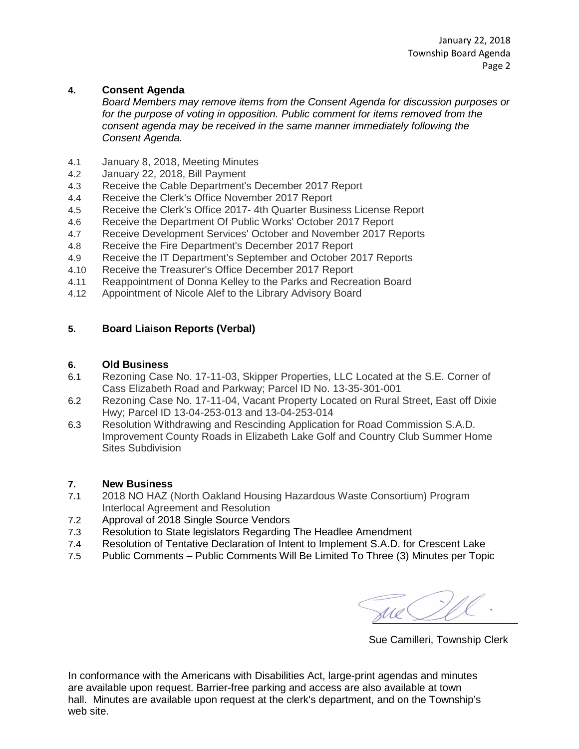## 4. Consent Agenda

*Board Members may remove items from the Consent Agenda for discussion purposes or for the purpose of voting in opposition. Public comment for items removed from the consent agenda may be received in the same manner immediately following the Consent Agenda.*

4.1 January 8, 2018, Meeting Minutes
4.2 January 22, 2018, Bill Payment
4.3 Receive the Cable Department's December 2017 Report
4.4 Receive the Clerk's Office November 2017 Report
4.5 Receive the Clerk's Office 2017- 4th Quarter Business License Report
4.6 Receive the Department Of Public Works' October 2017 Report
4.7 Receive Development Services' October and November 2017 Reports
4.8 Receive the Fire Department's December 2017 Report
4.9 Receive the IT Department's September and October 2017 Reports
4.10 Receive the Treasurer's Office December 2017 Report
4.11 Reappointment of Donna Kelley to the Parks and Recreation Board
4.12 Appointment of Nicole Alef to the Library Advisory Board

## 5. Board Liaison Reports (Verbal)

## 6. Old Business

6.1 Rezoning Case No. 17-11-03, Skipper Properties, LLC Located at the S.E. Corner of Cass Elizabeth Road and Parkway; Parcel ID No. 13-35-301-001
6.2 Rezoning Case No. 17-11-04, Vacant Property Located on Rural Street, East off Dixie Hwy; Parcel ID 13-04-253-013 and 13-04-253-014
6.3 Resolution Withdrawing and Rescinding Application for Road Commission S.A.D. Improvement County Roads in Elizabeth Lake Golf and Country Club Summer Home Sites Subdivision

## 7. New Business

7.1 2018 NO HAZ (North Oakland Housing Hazardous Waste Consortium) Program Interlocal Agreement and Resolution
7.2 Approval of 2018 Single Source Vendors
7.3 Resolution to State legislators Regarding The Headlee Amendment
7.4 Resolution of Tentative Declaration of Intent to Implement S.A.D. for Crescent Lake
7.5 Public Comments – Public Comments Will Be Limited To Three (3) Minutes per Topic

Sue Camilleri, Township Clerk

In conformance with the Americans with Disabilities Act, large-print agendas and minutes are available upon request. Barrier-free parking and access are also available at town hall. Minutes are available upon request at the clerk's department, and on the Township's web site.